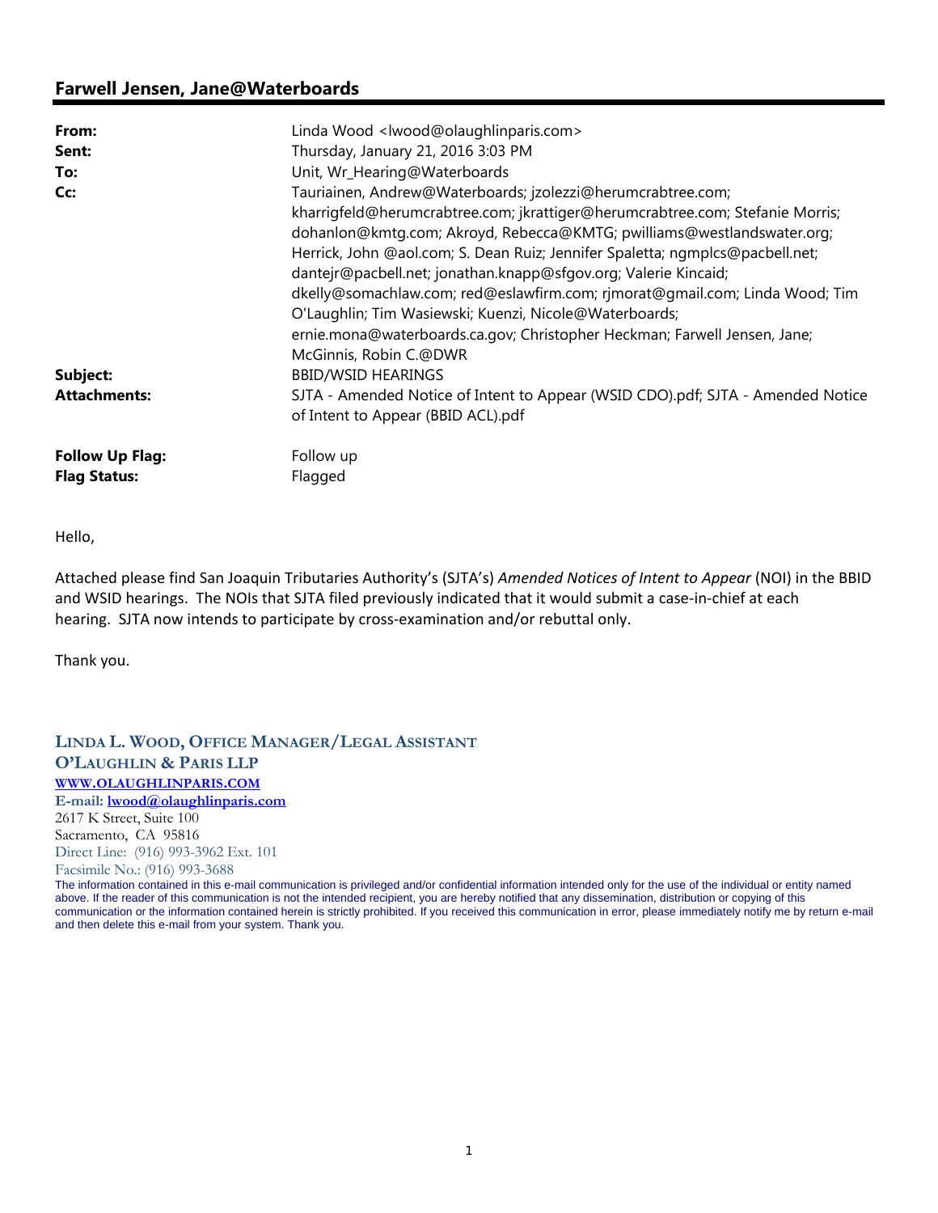## Farwell Jensen, Jane@Waterboards

| | |
|---|---|
| **From:** | Linda Wood <lwood@olaughlinparis.com> |
| **Sent:** | Thursday, January 21, 2016 3:03 PM |
| **To:** | Unit, Wr_Hearing@Waterboards |
| **Cc:** | Tauriainen, Andrew@Waterboards; jzolezzi@herumcrabtree.com; kharrigfeld@herumcrabtree.com; jkrattiger@herumcrabtree.com; Stefanie Morris; dohanlon@kmtg.com; Akroyd, Rebecca@KMTG; pwilliams@westlandswater.org; Herrick, John @aol.com; S. Dean Ruiz; Jennifer Spaletta; ngmplcs@pacbell.net; dantejr@pacbell.net; jonathan.knapp@sfgov.org; Valerie Kincaid; dkelly@somachlaw.com; red@eslawfirm.com; rjmorat@gmail.com; Linda Wood; Tim O'Laughlin; Tim Wasiewski; Kuenzi, Nicole@Waterboards; ernie.mona@waterboards.ca.gov; Christopher Heckman; Farwell Jensen, Jane; McGinnis, Robin C.@DWR |
| **Subject:** | BBID/WSID HEARINGS |
| **Attachments:** | SJTA - Amended Notice of Intent to Appear (WSID CDO).pdf; SJTA - Amended Notice of Intent to Appear (BBID ACL).pdf |
| **Follow Up Flag:** | Follow up |
| **Flag Status:** | Flagged |

Hello,

Attached please find San Joaquin Tributaries Authority's (SJTA's) *Amended Notices of Intent to Appear* (NOI) in the BBID and WSID hearings. The NOIs that SJTA filed previously indicated that it would submit a case-in-chief at each hearing. SJTA now intends to participate by cross-examination and/or rebuttal only.

Thank you.

**LINDA L. WOOD, OFFICE MANAGER/LEGAL ASSISTANT**
**O'LAUGHLIN & PARIS LLP**
**WWW.OLAUGHLINPARIS.COM**
**E-mail: lwood@olaughlinparis.com**
2617 K Street, Suite 100
Sacramento, CA 95816
Direct Line: (916) 993-3962 Ext. 101
Facsimile No.: (916) 993-3688

The information contained in this e-mail communication is privileged and/or confidential information intended only for the use of the individual or entity named above. If the reader of this communication is not the intended recipient, you are hereby notified that any dissemination, distribution or copying of this communication or the information contained herein is strictly prohibited. If you received this communication in error, please immediately notify me by return e-mail and then delete this e-mail from your system. Thank you.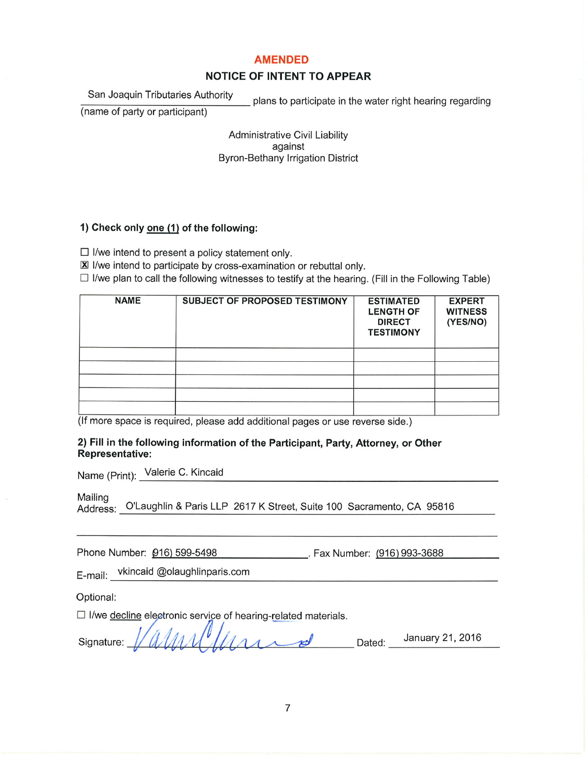**AMENDED**

## NOTICE OF INTENT TO APPEAR

San Joaquin Tributaries Authority plans to participate in the water right hearing regarding
(name of party or participant)

Administrative Civil Liability
against
Byron-Bethany Irrigation District

**1) Check only one (1) of the following:**

☐ I/we intend to present a policy statement only.
☒ I/we intend to participate by cross-examination or rebuttal only.
☐ I/we plan to call the following witnesses to testify at the hearing. (Fill in the Following Table)

| NAME | SUBJECT OF PROPOSED TESTIMONY | ESTIMATED LENGTH OF DIRECT TESTIMONY | EXPERT WITNESS (YES/NO) |
|---|---|---|---|
| | | | |
| | | | |
| | | | |
| | | | |
| | | | |

(If more space is required, please add additional pages or use reverse side.)

**2) Fill in the following information of the Participant, Party, Attorney, or Other Representative:**

Name (Print): Valerie C. Kincaid

Mailing Address: O'Laughlin & Paris LLP 2617 K Street, Suite 100 Sacramento, CA 95816

Phone Number: (916) 599-5498. Fax Number: (916) 993-3688

E-mail: vkincaid @olaughlinparis.com

Optional:

☐ I/we decline electronic service of hearing-related materials.

Signature: [signature] Dated: January 21, 2016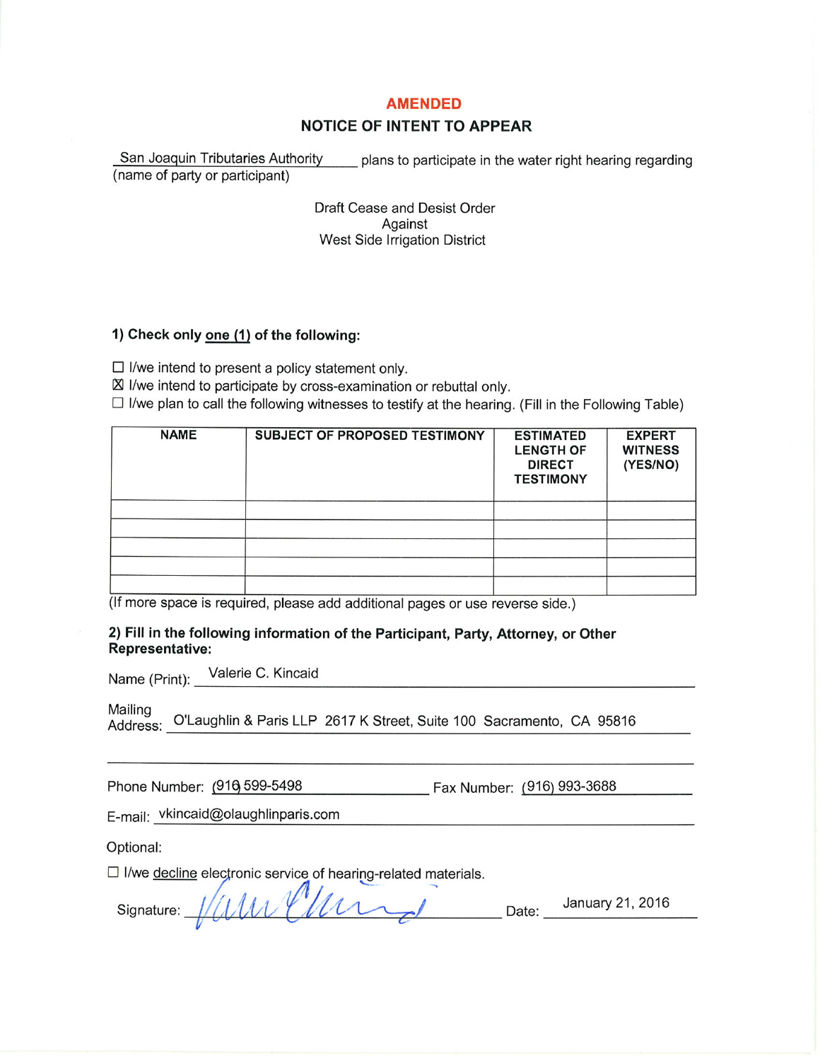# AMENDED

## NOTICE OF INTENT TO APPEAR

San Joaquin Tributaries Authority plans to participate in the water right hearing regarding
(name of party or participant)

Draft Cease and Desist Order
Against
West Side Irrigation District

### 1) Check only one (1) of the following:

☐ I/we intend to present a policy statement only.
☒ I/we intend to participate by cross-examination or rebuttal only.
☐ I/we plan to call the following witnesses to testify at the hearing. (Fill in the Following Table)

| NAME | SUBJECT OF PROPOSED TESTIMONY | ESTIMATED LENGTH OF DIRECT TESTIMONY | EXPERT WITNESS (YES/NO) |
|---|---|---|---|
| | | | |
| | | | |
| | | | |
| | | | |
| | | | |

(If more space is required, please add additional pages or use reverse side.)

### 2) Fill in the following information of the Participant, Party, Attorney, or Other Representative:

Name (Print): Valerie C. Kincaid

Mailing Address: O'Laughlin & Paris LLP 2617 K Street, Suite 100 Sacramento, CA 95816

Phone Number: (916) 599-5498 Fax Number: (916) 993-3688

E-mail: vkincaid@olaughlinparis.com

Optional:

☐ I/we decline electronic service of hearing-related materials.

Signature: [signature] Date: January 21, 2016